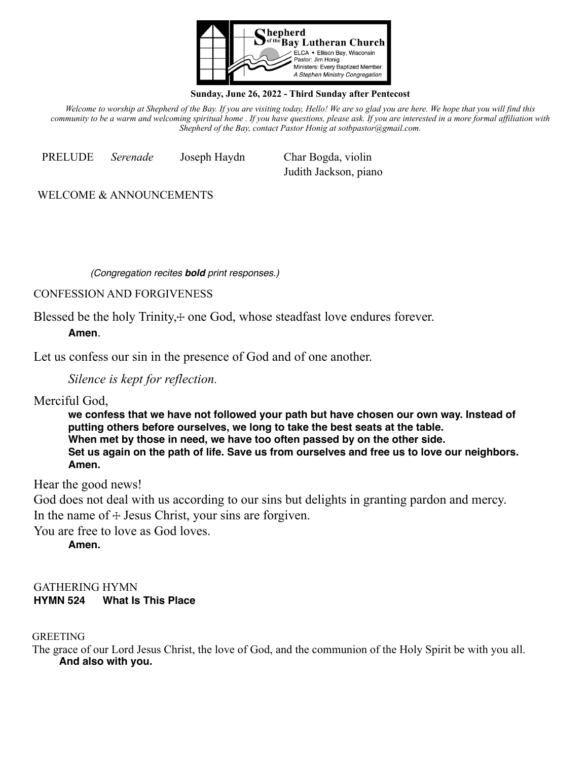**Shepherd of the Bay Lutheran Church**
ELCA • Ellison Bay, Wisconsin
Pastor: Jim Honig
Ministers: Every Baptized Member
*A Stephen Ministry Congregation*

**Sunday, June 26, 2022 - Third Sunday after Pentecost**

*Welcome to worship at Shepherd of the Bay. If you are visiting today, Hello! We are so glad you are here. We hope that you will find this community to be a warm and welcoming spiritual home . If you have questions, please ask. If you are interested in a more formal affiliation with Shepherd of the Bay, contact Pastor Honig at sotbpastor@gmail.com.*

PRELUDE *Serenade* Joseph Haydn — Char Bogda, violin; Judith Jackson, piano

WELCOME & ANNOUNCEMENTS

*(Congregation recites **bold** print responses.)*

CONFESSION AND FORGIVENESS

Blessed be the holy Trinity,☩ one God, whose steadfast love endures forever.

**Amen**.

Let us confess our sin in the presence of God and of one another.

*Silence is kept for reflection.*

Merciful God,

**we confess that we have not followed your path but have chosen our own way. Instead of putting others before ourselves, we long to take the best seats at the table.**
**When met by those in need, we have too often passed by on the other side.**
**Set us again on the path of life. Save us from ourselves and free us to love our neighbors.**
**Amen.**

Hear the good news!
God does not deal with us according to our sins but delights in granting pardon and mercy.
In the name of ☩ Jesus Christ, your sins are forgiven.
You are free to love as God loves.

**Amen.**

GATHERING HYMN
**HYMN 524 What Is This Place**

GREETING
The grace of our Lord Jesus Christ, the love of God, and the communion of the Holy Spirit be with you all.

**And also with you.**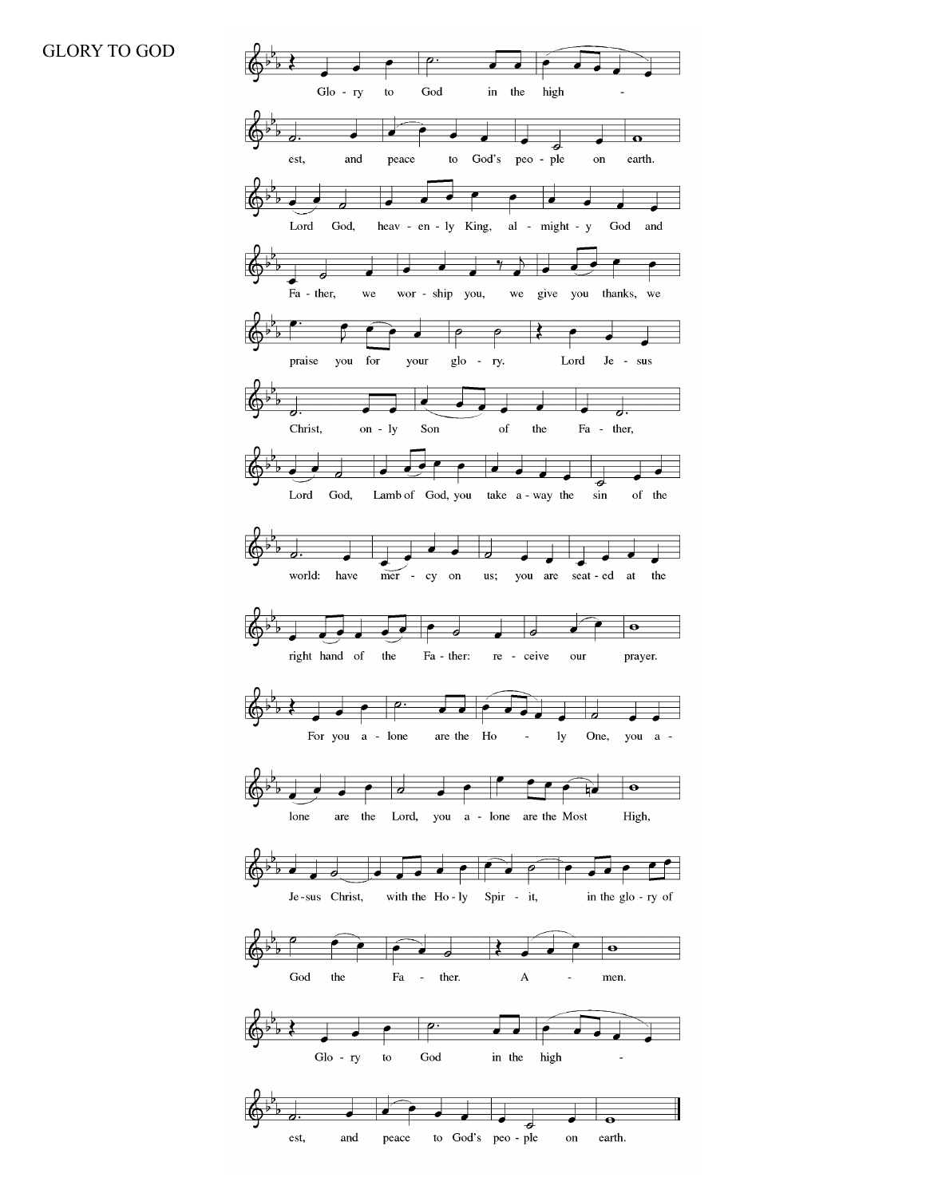# GLORY TO GOD

Glory to God in the highest, and peace to God's people on earth.

Lord God, heavenly King, almighty God and Father, we worship you, we give you thanks, we praise you for your glory.

Lord Jesus Christ, only Son of the Father,

Lord God, Lamb of God, you take away the sin of the world: have mercy on us; you are seated at the right hand of the Father: receive our prayer.

For you alone are the Holy One, you alone are the Lord, you alone are the Most High, Jesus Christ, with the Holy Spirit, in the glory of God the Father. Amen.

Glory to God in the highest, and peace to God's people on earth.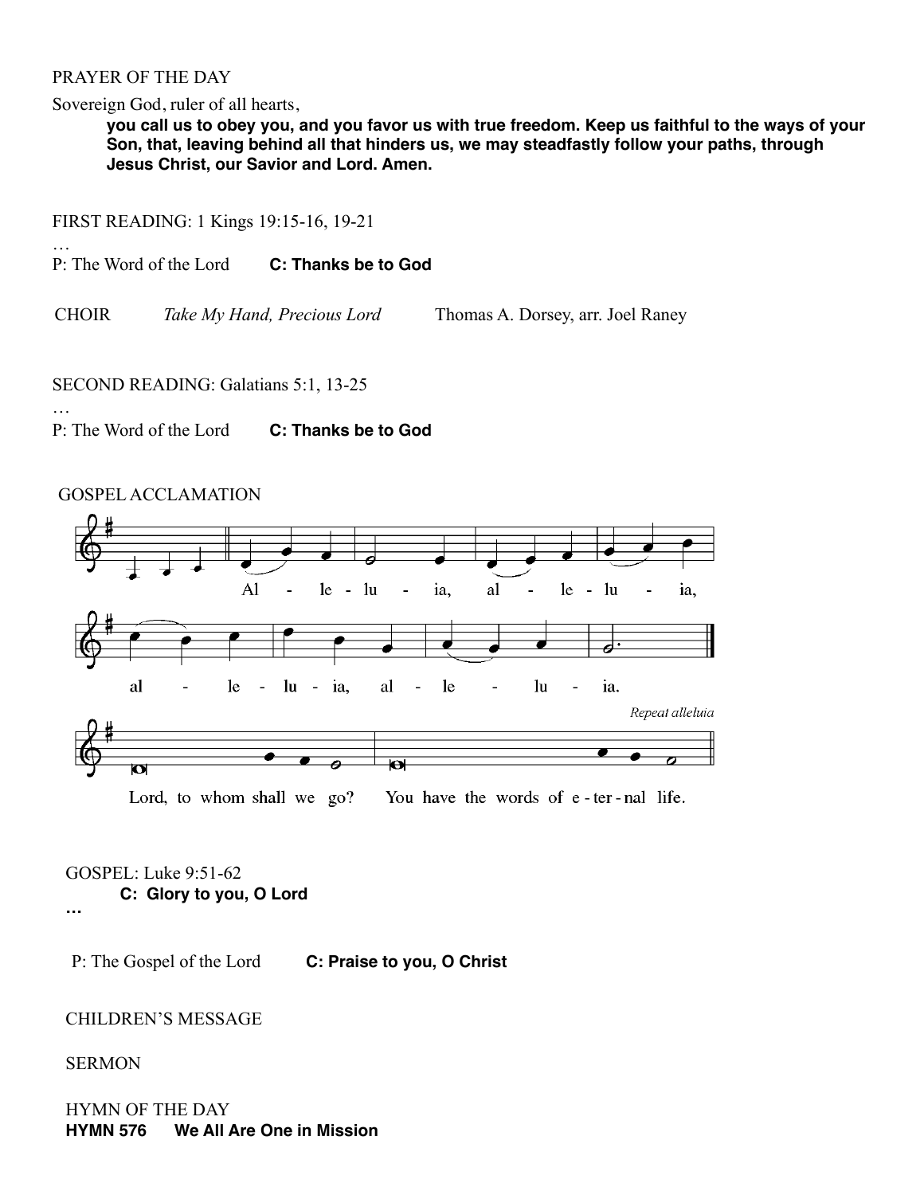PRAYER OF THE DAY

Sovereign God, ruler of all hearts,

**you call us to obey you, and you favor us with true freedom. Keep us faithful to the ways of your Son, that, leaving behind all that hinders us, we may steadfastly follow your paths, through Jesus Christ, our Savior and Lord. Amen.**

FIRST READING: 1 Kings 19:15-16, 19-21

…

P: The Word of the Lord **C: Thanks be to God**

CHOIR *Take My Hand, Precious Lord* Thomas A. Dorsey, arr. Joel Raney

SECOND READING: Galatians 5:1, 13-25

…

P: The Word of the Lord **C: Thanks be to God**

GOSPEL ACCLAMATION

Alleluia, alleluia, alleluia, alleluia.

*Repeat alleluia*

Lord, to whom shall we go? You have the words of eternal life.

GOSPEL: Luke 9:51-62

**C: Glory to you, O Lord**

**…**

P: The Gospel of the Lord **C: Praise to you, O Christ**

CHILDREN'S MESSAGE

SERMON

HYMN OF THE DAY

**HYMN 576 We All Are One in Mission**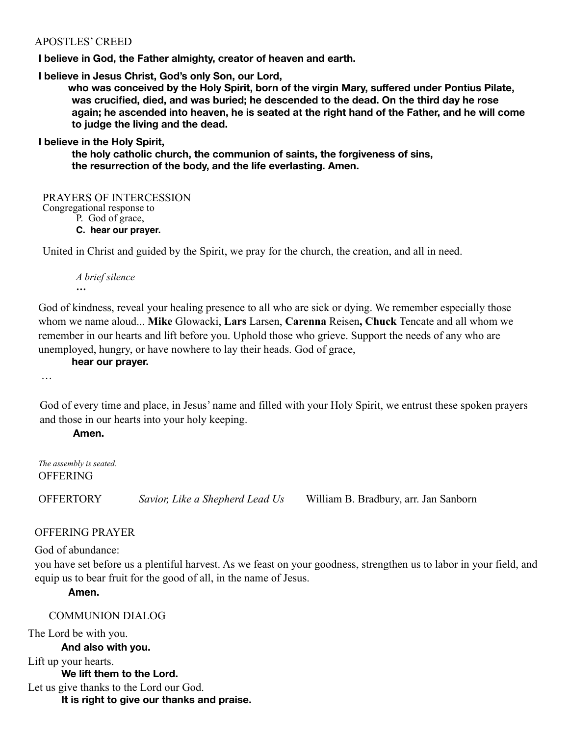APOSTLES' CREED

**I believe in God, the Father almighty, creator of heaven and earth.**

**I believe in Jesus Christ, God's only Son, our Lord,**
**who was conceived by the Holy Spirit, born of the virgin Mary, suffered under Pontius Pilate, was crucified, died, and was buried; he descended to the dead. On the third day he rose again; he ascended into heaven, he is seated at the right hand of the Father, and he will come to judge the living and the dead.**

**I believe in the Holy Spirit,**
**the holy catholic church, the communion of saints, the forgiveness of sins,**
**the resurrection of the body, and the life everlasting. Amen.**

PRAYERS OF INTERCESSION

Congregational response to
P. God of grace,
**C. hear our prayer.**

United in Christ and guided by the Spirit, we pray for the church, the creation, and all in need.

*A brief silence*
…

God of kindness, reveal your healing presence to all who are sick or dying. We remember especially those whom we name aloud... **Mike** Glowacki, **Lars** Larsen, **Carenna** Reisen**, Chuck** Tencate and all whom we remember in our hearts and lift before you. Uphold those who grieve. Support the needs of any who are unemployed, hungry, or have nowhere to lay their heads. God of grace,
**hear our prayer.**

…

God of every time and place, in Jesus' name and filled with your Holy Spirit, we entrust these spoken prayers and those in our hearts into your holy keeping.
**Amen.**

*The assembly is seated.*

OFFERING

OFFERTORY *Savior, Like a Shepherd Lead Us* William B. Bradbury, arr. Jan Sanborn

OFFERING PRAYER

God of abundance:
you have set before us a plentiful harvest. As we feast on your goodness, strengthen us to labor in your field, and equip us to bear fruit for the good of all, in the name of Jesus.
**Amen.**

COMMUNION DIALOG

The Lord be with you.
**And also with you.**
Lift up your hearts.
**We lift them to the Lord.**
Let us give thanks to the Lord our God.
**It is right to give our thanks and praise.**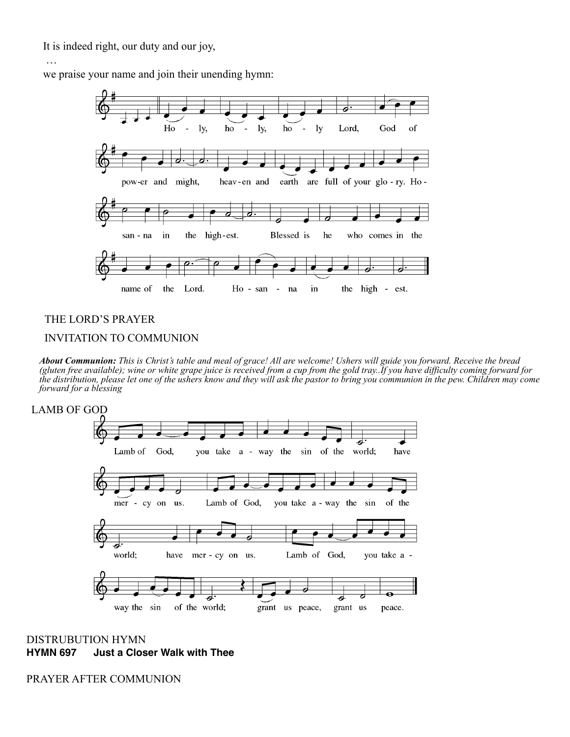It is indeed right, our duty and our joy,

…

we praise your name and join their unending hymn:

Holy, holy, holy Lord, God of power and might, heaven and earth are full of your glory. Hosanna in the highest. Blessed is he who comes in the name of the Lord. Hosanna in the highest.

THE LORD'S PRAYER

INVITATION TO COMMUNION

***About Communion:*** *This is Christ's table and meal of grace! All are welcome! Ushers will guide you forward. Receive the bread (gluten free available); wine or white grape juice is received from a cup from the gold tray..If you have difficulty coming forward for the distribution, please let one of the ushers know and they will ask the pastor to bring you communion in the pew. Children may come forward for a blessing*

LAMB OF GOD

Lamb of God, you take away the sin of the world; have mercy on us. Lamb of God, you take away the sin of the world; have mercy on us. Lamb of God, you take away the sin of the world; grant us peace, grant us peace.

DISTRUBUTION HYMN

**HYMN 697 Just a Closer Walk with Thee**

PRAYER AFTER COMMUNION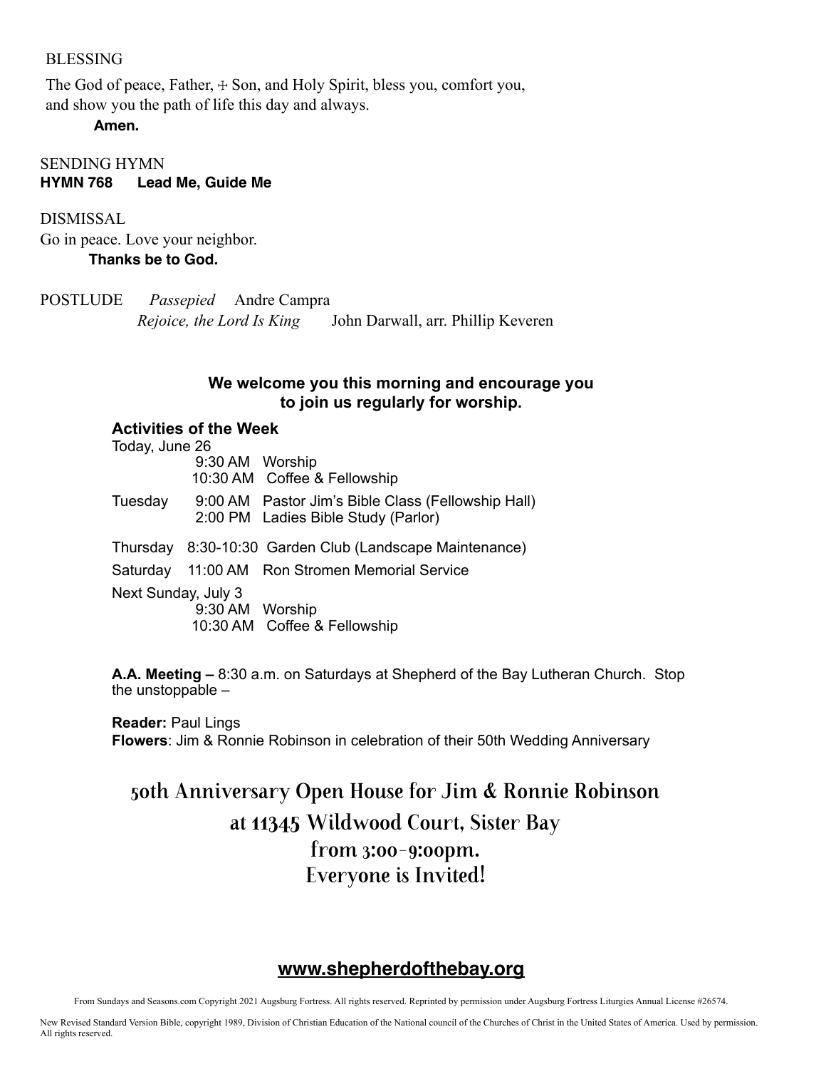BLESSING

The God of peace, Father, ☩ Son, and Holy Spirit, bless you, comfort you, and show you the path of life this day and always.

**Amen.**

SENDING HYMN
**HYMN 768 Lead Me, Guide Me**

DISMISSAL
Go in peace. Love your neighbor.

**Thanks be to God.**

POSTLUDE *Passepied* Andre Campra
*Rejoice, the Lord Is King* John Darwall, arr. Phillip Keveren

**We welcome you this morning and encourage you to join us regularly for worship.**

**Activities of the Week**

Today, June 26
- 9:30 AM Worship
- 10:30 AM Coffee & Fellowship

Tuesday
- 9:00 AM Pastor Jim's Bible Class (Fellowship Hall)
- 2:00 PM Ladies Bible Study (Parlor)

Thursday 8:30-10:30 Garden Club (Landscape Maintenance)

Saturday 11:00 AM Ron Stromen Memorial Service

Next Sunday, July 3
- 9:30 AM Worship
- 10:30 AM Coffee & Fellowship

**A.A. Meeting –** 8:30 a.m. on Saturdays at Shepherd of the Bay Lutheran Church. Stop the unstoppable –

**Reader:** Paul Lings
**Flowers**: Jim & Ronnie Robinson in celebration of their 50th Wedding Anniversary

## 50th Anniversary Open House for Jim & Ronnie Robinson at 11345 Wildwood Court, Sister Bay from 3:00-9:00pm. Everyone is Invited!

**www.shepherdofthebay.org**

From Sundays and Seasons.com Copyright 2021 Augsburg Fortress. All rights reserved. Reprinted by permission under Augsburg Fortress Liturgies Annual License #26574.

New Revised Standard Version Bible, copyright 1989, Division of Christian Education of the National council of the Churches of Christ in the United States of America. Used by permission. All rights reserved.